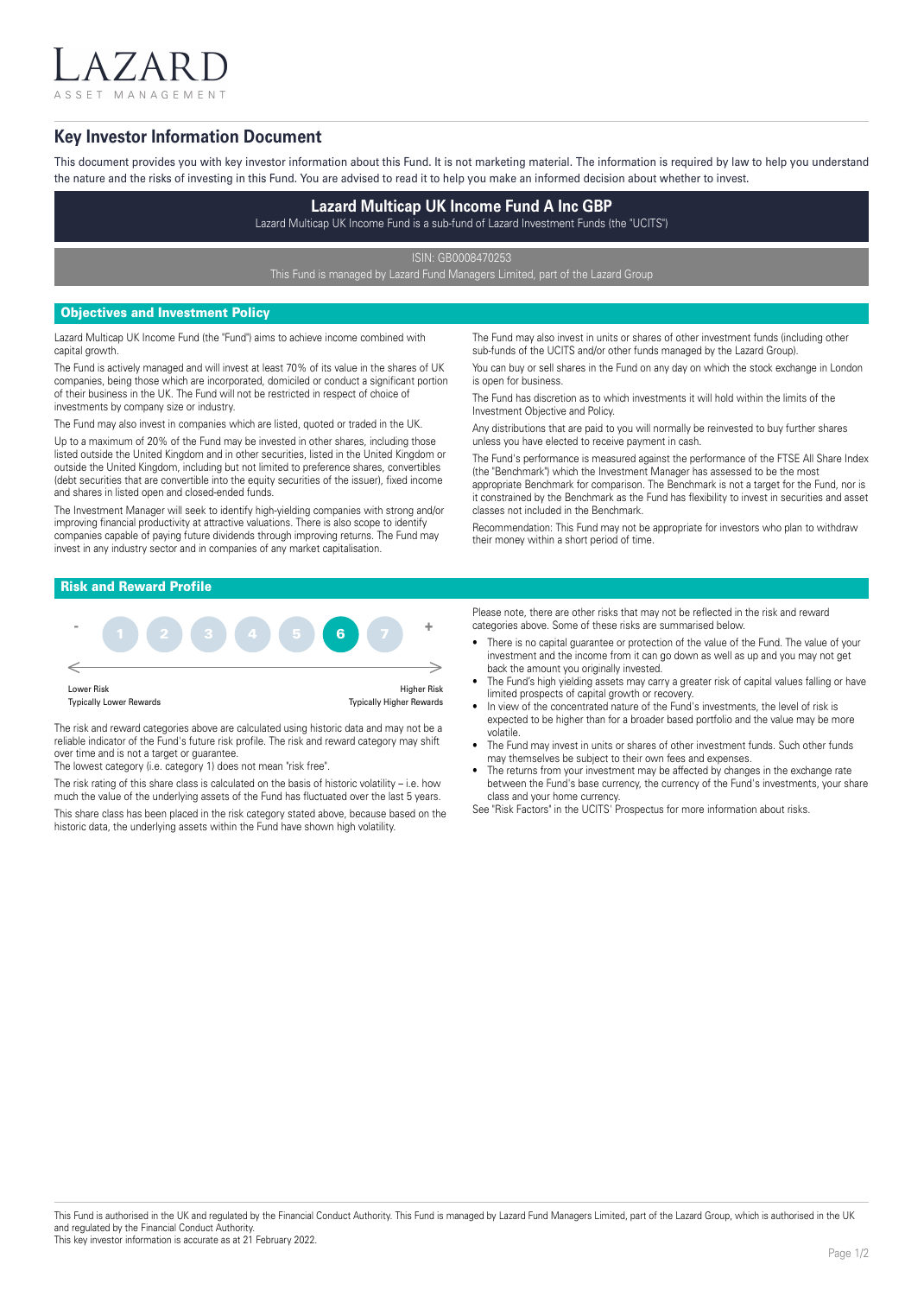LAZARD
ASSET MANAGEMENT

## Key Investor Information Document

This document provides you with key investor information about this Fund. It is not marketing material. The information is required by law to help you understand the nature and the risks of investing in this Fund. You are advised to read it to help you make an informed decision about whether to invest.

# Lazard Multicap UK Income Fund A Inc GBP

Lazard Multicap UK Income Fund is a sub-fund of Lazard Investment Funds (the "UCITS")

ISIN: GB0008470253

This Fund is managed by Lazard Fund Managers Limited, part of the Lazard Group

## Objectives and Investment Policy

Lazard Multicap UK Income Fund (the "Fund") aims to achieve income combined with capital growth.

The Fund is actively managed and will invest at least 70% of its value in the shares of UK companies, being those which are incorporated, domiciled or conduct a significant portion of their business in the UK. The Fund will not be restricted in respect of choice of investments by company size or industry.

The Fund may also invest in companies which are listed, quoted or traded in the UK.

Up to a maximum of 20% of the Fund may be invested in other shares, including those listed outside the United Kingdom and in other securities, listed in the United Kingdom or outside the United Kingdom, including but not limited to preference shares, convertibles (debt securities that are convertible into the equity securities of the issuer), fixed income and shares in listed open and closed-ended funds.

The Investment Manager will seek to identify high-yielding companies with strong and/or improving financial productivity at attractive valuations. There is also scope to identify companies capable of paying future dividends through improving returns. The Fund may invest in any industry sector and in companies of any market capitalisation.

The Fund may also invest in units or shares of other investment funds (including other sub-funds of the UCITS and/or other funds managed by the Lazard Group).

You can buy or sell shares in the Fund on any day on which the stock exchange in London is open for business.

The Fund has discretion as to which investments it will hold within the limits of the Investment Objective and Policy.

Any distributions that are paid to you will normally be reinvested to buy further shares unless you have elected to receive payment in cash.

The Fund's performance is measured against the performance of the FTSE All Share Index (the "Benchmark") which the Investment Manager has assessed to be the most appropriate Benchmark for comparison. The Benchmark is not a target for the Fund, nor is it constrained by the Benchmark as the Fund has flexibility to invest in securities and asset classes not included in the Benchmark.

Recommendation: This Fund may not be appropriate for investors who plan to withdraw their money within a short period of time.

## Risk and Reward Profile

| - | 1 | 2 | 3 | 4 | 5 | **6** | 7 | + |
|---|---|---|---|---|---|---|---|---|

Lower Risk — Typically Lower Rewards | Higher Risk — Typically Higher Rewards

The risk and reward categories above are calculated using historic data and may not be a reliable indicator of the Fund's future risk profile. The risk and reward category may shift over time and is not a target or guarantee.

The lowest category (i.e. category 1) does not mean "risk free".

The risk rating of this share class is calculated on the basis of historic volatility – i.e. how much the value of the underlying assets of the Fund has fluctuated over the last 5 years.

This share class has been placed in the risk category stated above, because based on the historic data, the underlying assets within the Fund have shown high volatility.

Please note, there are other risks that may not be reflected in the risk and reward categories above. Some of these risks are summarised below.

- There is no capital guarantee or protection of the value of the Fund. The value of your investment and the income from it can go down as well as up and you may not get back the amount you originally invested.
- The Fund's high yielding assets may carry a greater risk of capital values falling or have limited prospects of capital growth or recovery.
- In view of the concentrated nature of the Fund's investments, the level of risk is expected to be higher than for a broader based portfolio and the value may be more volatile.
- The Fund may invest in units or shares of other investment funds. Such other funds may themselves be subject to their own fees and expenses.
- The returns from your investment may be affected by changes in the exchange rate between the Fund's base currency, the currency of the Fund's investments, your share class and your home currency.

See "Risk Factors" in the UCITS' Prospectus for more information about risks.

This Fund is authorised in the UK and regulated by the Financial Conduct Authority. This Fund is managed by Lazard Fund Managers Limited, part of the Lazard Group, which is authorised in the UK and regulated by the Financial Conduct Authority.
This key investor information is accurate as at 21 February 2022.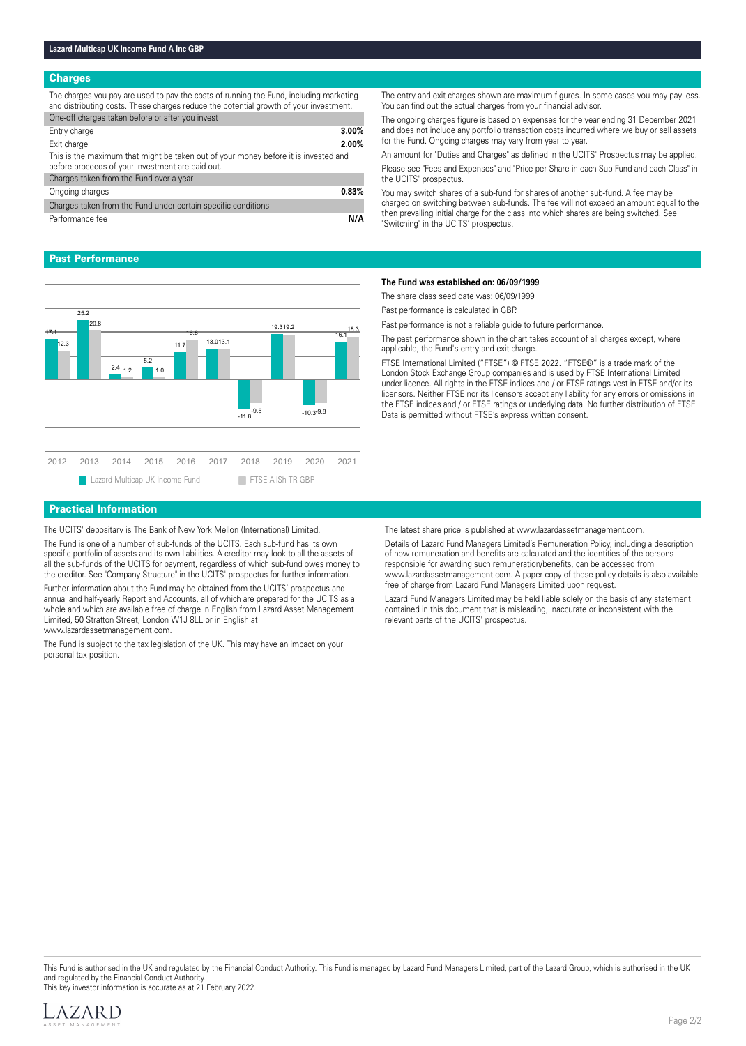## Charges

The charges you pay are used to pay the costs of running the Fund, including marketing and distributing costs. These charges reduce the potential growth of your investment.

| | |
|---|---|
| **One-off charges taken before or after you invest** | |
| Entry charge | **3.00%** |
| Exit charge | **2.00%** |
| This is the maximum that might be taken out of your money before it is invested and before proceeds of your investment are paid out. | |
| **Charges taken from the Fund over a year** | |
| Ongoing charges | **0.83%** |
| **Charges taken from the Fund under certain specific conditions** | |
| Performance fee | **N/A** |

The entry and exit charges shown are maximum figures. In some cases you may pay less. You can find out the actual charges from your financial advisor.

The ongoing charges figure is based on expenses for the year ending 31 December 2021 and does not include any portfolio transaction costs incurred where we buy or sell assets for the Fund. Ongoing charges may vary from year to year.

An amount for "Duties and Charges" as defined in the UCITS' Prospectus may be applied.

Please see "Fees and Expenses" and "Price per Share in each Sub-Fund and each Class" in the UCITS' prospectus.

You may switch shares of a sub-fund for shares of another sub-fund. A fee may be charged on switching between sub-funds. The fee will not exceed an amount equal to the then prevailing initial charge for the class into which shares are being switched. See "Switching" in the UCITS' prospectus.

## Past Performance

17.1 12.3 25.2 20.8 2.4 1.2 5.2 1.0 11.7 16.8 13.0 13.1 -11.8 -9.5 19.3 19.2 -10.3 -9.8 16.1 18.3

2012 2013 2014 2015 2016 2017 2018 2019 2020 2021

Lazard Multicap UK Income Fund   FTSE AllSh TR GBP

**The Fund was established on: 06/09/1999**

The share class seed date was: 06/09/1999

Past performance is calculated in GBP.

Past performance is not a reliable guide to future performance.

The past performance shown in the chart takes account of all charges except, where applicable, the Fund's entry and exit charge.

FTSE International Limited ("FTSE") © FTSE 2022. "FTSE®" is a trade mark of the London Stock Exchange Group companies and is used by FTSE International Limited under licence. All rights in the FTSE indices and / or FTSE ratings vest in FTSE and/or its licensors. Neither FTSE nor its licensors accept any liability for any errors or omissions in the FTSE indices and / or FTSE ratings or underlying data. No further distribution of FTSE Data is permitted without FTSE's express written consent.

## Practical Information

The UCITS' depositary is The Bank of New York Mellon (International) Limited.

The Fund is one of a number of sub-funds of the UCITS. Each sub-fund has its own specific portfolio of assets and its own liabilities. A creditor may look to all the assets of all the sub-funds of the UCITS for payment, regardless of which sub-fund owes money to the creditor. See "Company Structure" in the UCITS' prospectus for further information.

Further information about the Fund may be obtained from the UCITS' prospectus and annual and half-yearly Report and Accounts, all of which are prepared for the UCITS as a whole and which are available free of charge in English from Lazard Asset Management Limited, 50 Stratton Street, London W1J 8LL or in English at www.lazardassetmanagement.com.

The Fund is subject to the tax legislation of the UK. This may have an impact on your personal tax position.

The latest share price is published at www.lazardassetmanagement.com.

Details of Lazard Fund Managers Limited's Remuneration Policy, including a description of how remuneration and benefits are calculated and the identities of the persons responsible for awarding such remuneration/benefits, can be accessed from www.lazardassetmanagement.com. A paper copy of these policy details is also available free of charge from Lazard Fund Managers Limited upon request.

Lazard Fund Managers Limited may be held liable solely on the basis of any statement contained in this document that is misleading, inaccurate or inconsistent with the relevant parts of the UCITS' prospectus.

This Fund is authorised in the UK and regulated by the Financial Conduct Authority. This Fund is managed by Lazard Fund Managers Limited, part of the Lazard Group, which is authorised in the UK and regulated by the Financial Conduct Authority.
This key investor information is accurate as at 21 February 2022.